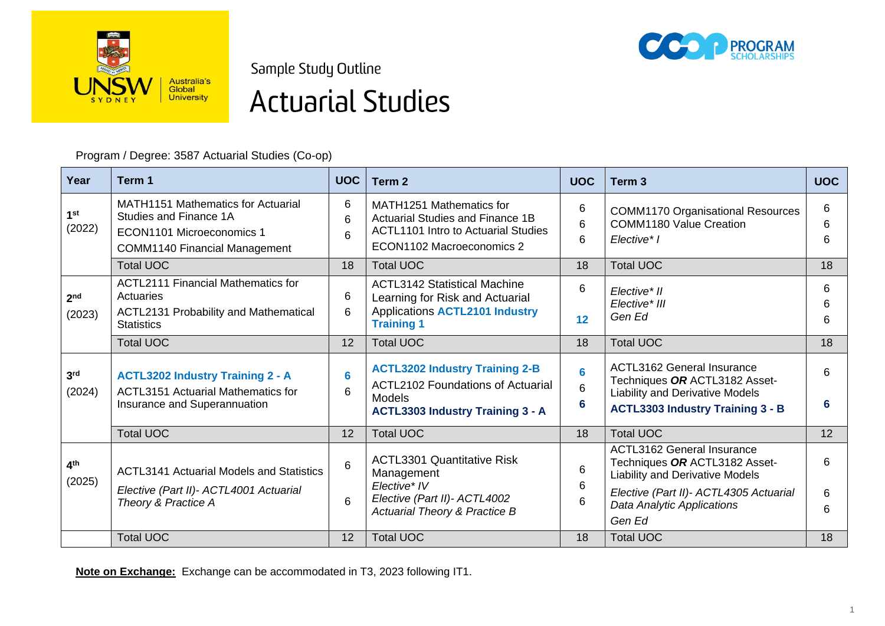Sample Study Outline

# Actuarial Studies

Program / Degree: 3587 Actuarial Studies (Co-op)

| Year | Term 1 | UOC | Term 2 | UOC | Term 3 | UOC |
|---|---|---|---|---|---|---|
| 1st (2022) | MATH1151 Mathematics for Actuarial Studies and Finance 1A<br>ECON1101 Microeconomics 1<br>COMM1140 Financial Management | 6<br>6<br>6 | MATH1251 Mathematics for Actuarial Studies and Finance 1B<br>ACTL1101 Intro to Actuarial Studies<br>ECON1102 Macroeconomics 2 | 6<br>6<br>6 | COMM1170 Organisational Resources<br>COMM1180 Value Creation<br>*Elective\* I* | 6<br>6<br>6 |
| | Total UOC | 18 | Total UOC | 18 | Total UOC | 18 |
| 2nd (2023) | ACTL2111 Financial Mathematics for Actuaries<br>ACTL2131 Probability and Mathematical Statistics | 6<br>6 | ACTL3142 Statistical Machine Learning for Risk and Actuarial Applications **ACTL2101 Industry Training 1** | 6<br>**12** | *Elective\* II*<br>*Elective\* III*<br>*Gen Ed* | 6<br>6<br>6 |
| | Total UOC | 12 | Total UOC | 18 | Total UOC | 18 |
| 3rd (2024) | **ACTL3202 Industry Training 2 - A**<br>ACTL3151 Actuarial Mathematics for Insurance and Superannuation | **6**<br>6 | **ACTL3202 Industry Training 2-B**<br>ACTL2102 Foundations of Actuarial Models<br>**ACTL3303 Industry Training 3 - A** | **6**<br>6<br>**6** | ACTL3162 General Insurance Techniques ***OR*** ACTL3182 Asset-Liability and Derivative Models<br>**ACTL3303 Industry Training 3 - B** | 6<br>**6** |
| | Total UOC | 12 | Total UOC | 18 | Total UOC | 12 |
| 4th (2025) | ACTL3141 Actuarial Models and Statistics<br>*Elective (Part II)- ACTL4001 Actuarial Theory & Practice A* | 6<br>6 | ACTL3301 Quantitative Risk Management<br>*Elective\* IV*<br>*Elective (Part II)- ACTL4002 Actuarial Theory & Practice B* | 6<br>6<br>6 | ACTL3162 General Insurance Techniques ***OR*** ACTL3182 Asset-Liability and Derivative Models<br>*Elective (Part II)- ACTL4305 Actuarial Data Analytic Applications*<br>*Gen Ed* | 6<br>6<br>6 |
| | Total UOC | 12 | Total UOC | 18 | Total UOC | 18 |

**Note on Exchange:** Exchange can be accommodated in T3, 2023 following IT1.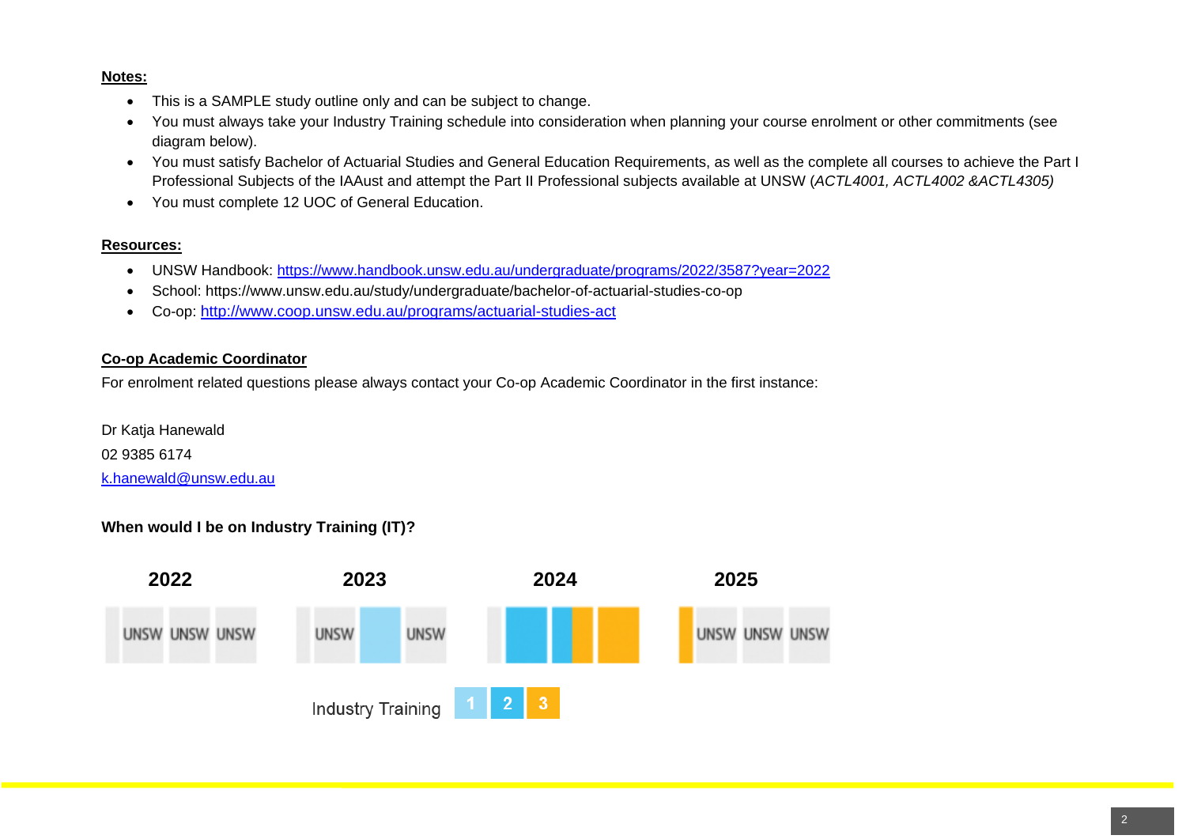**Notes:**

- This is a SAMPLE study outline only and can be subject to change.
- You must always take your Industry Training schedule into consideration when planning your course enrolment or other commitments (see diagram below).
- You must satisfy Bachelor of Actuarial Studies and General Education Requirements, as well as the complete all courses to achieve the Part I Professional Subjects of the IAAust and attempt the Part II Professional subjects available at UNSW (*ACTL4001, ACTL4002 &ACTL4305)*
- You must complete 12 UOC of General Education.

**Resources:**

- UNSW Handbook: https://www.handbook.unsw.edu.au/undergraduate/programs/2022/3587?year=2022
- School: https://www.unsw.edu.au/study/undergraduate/bachelor-of-actuarial-studies-co-op
- Co-op: http://www.coop.unsw.edu.au/programs/actuarial-studies-act

**Co-op Academic Coordinator**

For enrolment related questions please always contact your Co-op Academic Coordinator in the first instance:

Dr Katja Hanewald

02 9385 6174

k.hanewald@unsw.edu.au

**When would I be on Industry Training (IT)?**

2022

UNSW UNSW UNSW

2023

UNSW UNSW

2024

2025

UNSW UNSW UNSW

Industry Training 1 2 3